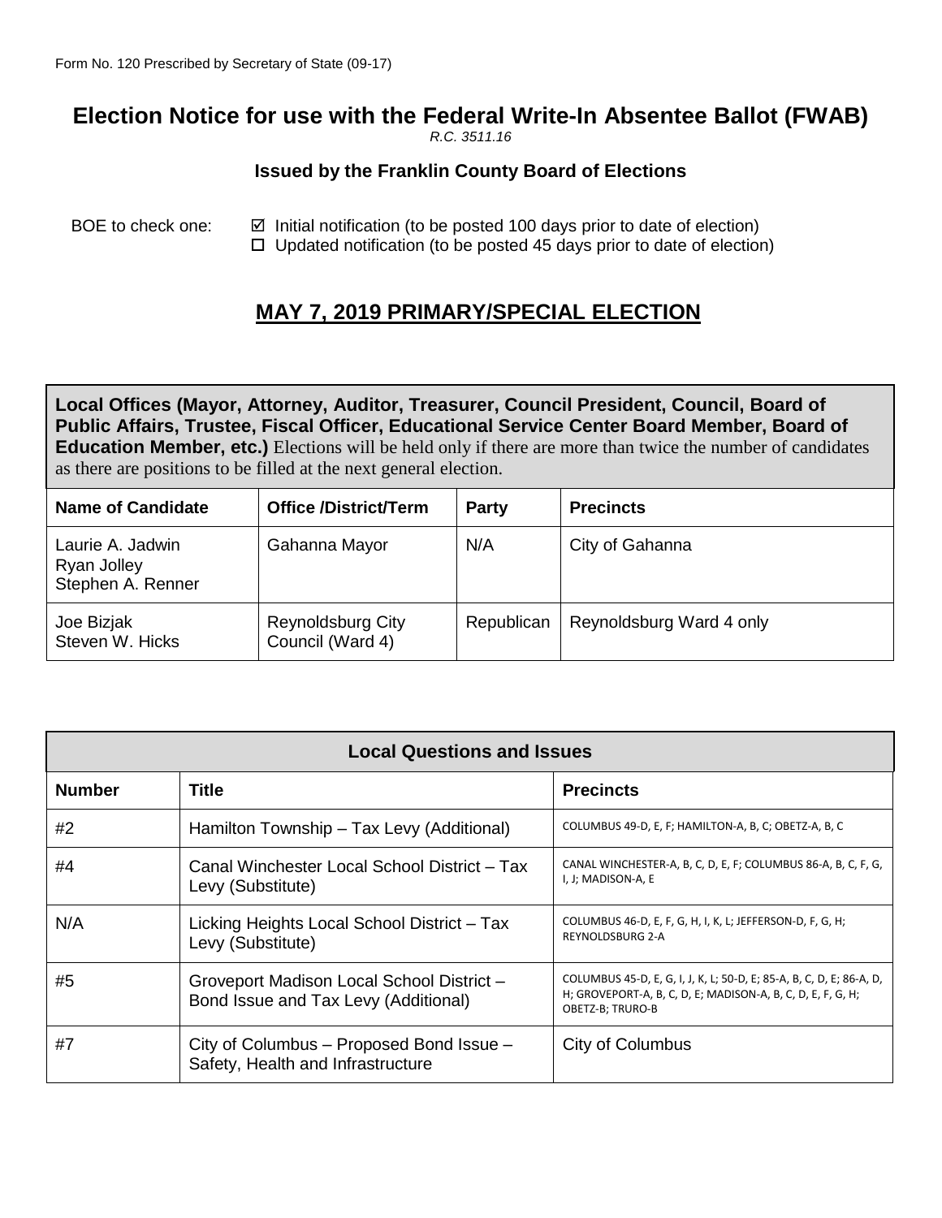Form No. 120 Prescribed by Secretary of State (09-17)

# Election Notice for use with the Federal Write-In Absentee Ballot (FWAB)

*R.C. 3511.16*

### Issued by the Franklin County Board of Elections

BOE to check one:
☑ Initial notification (to be posted 100 days prior to date of election)
☐ Updated notification (to be posted 45 days prior to date of election)

## MAY 7, 2019 PRIMARY/SPECIAL ELECTION

**Local Offices (Mayor, Attorney, Auditor, Treasurer, Council President, Council, Board of Public Affairs, Trustee, Fiscal Officer, Educational Service Center Board Member, Board of Education Member, etc.)** Elections will be held only if there are more than twice the number of candidates as there are positions to be filled at the next general election.

| Name of Candidate | Office /District/Term | Party | Precincts |
|---|---|---|---|
| Laurie A. Jadwin<br>Ryan Jolley<br>Stephen A. Renner | Gahanna Mayor | N/A | City of Gahanna |
| Joe Bizjak<br>Steven W. Hicks | Reynoldsburg City Council (Ward 4) | Republican | Reynoldsburg Ward 4 only |

| Local Questions and Issues | | |
|---|---|---|
| **Number** | **Title** | **Precincts** |
| #2 | Hamilton Township – Tax Levy (Additional) | COLUMBUS 49-D, E, F; HAMILTON-A, B, C; OBETZ-A, B, C |
| #4 | Canal Winchester Local School District – Tax Levy (Substitute) | CANAL WINCHESTER-A, B, C, D, E, F; COLUMBUS 86-A, B, C, F, G, I, J; MADISON-A, E |
| N/A | Licking Heights Local School District – Tax Levy (Substitute) | COLUMBUS 46-D, E, F, G, H, I, K, L; JEFFERSON-D, F, G, H; REYNOLDSBURG 2-A |
| #5 | Groveport Madison Local School District – Bond Issue and Tax Levy (Additional) | COLUMBUS 45-D, E, G, I, J, K, L; 50-D, E; 85-A, B, C, D, E; 86-A, D, H; GROVEPORT-A, B, C, D, E; MADISON-A, B, C, D, E, F, G, H; OBETZ-B; TRURO-B |
| #7 | City of Columbus – Proposed Bond Issue – Safety, Health and Infrastructure | City of Columbus |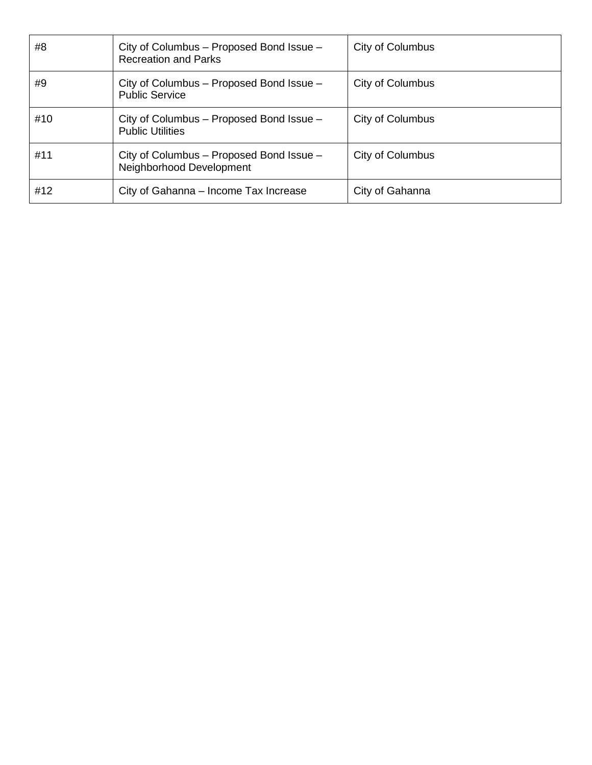| #8 | City of Columbus – Proposed Bond Issue – Recreation and Parks | City of Columbus |
|---|---|---|
| #9 | City of Columbus – Proposed Bond Issue – Public Service | City of Columbus |
| #10 | City of Columbus – Proposed Bond Issue – Public Utilities | City of Columbus |
| #11 | City of Columbus – Proposed Bond Issue – Neighborhood Development | City of Columbus |
| #12 | City of Gahanna – Income Tax Increase | City of Gahanna |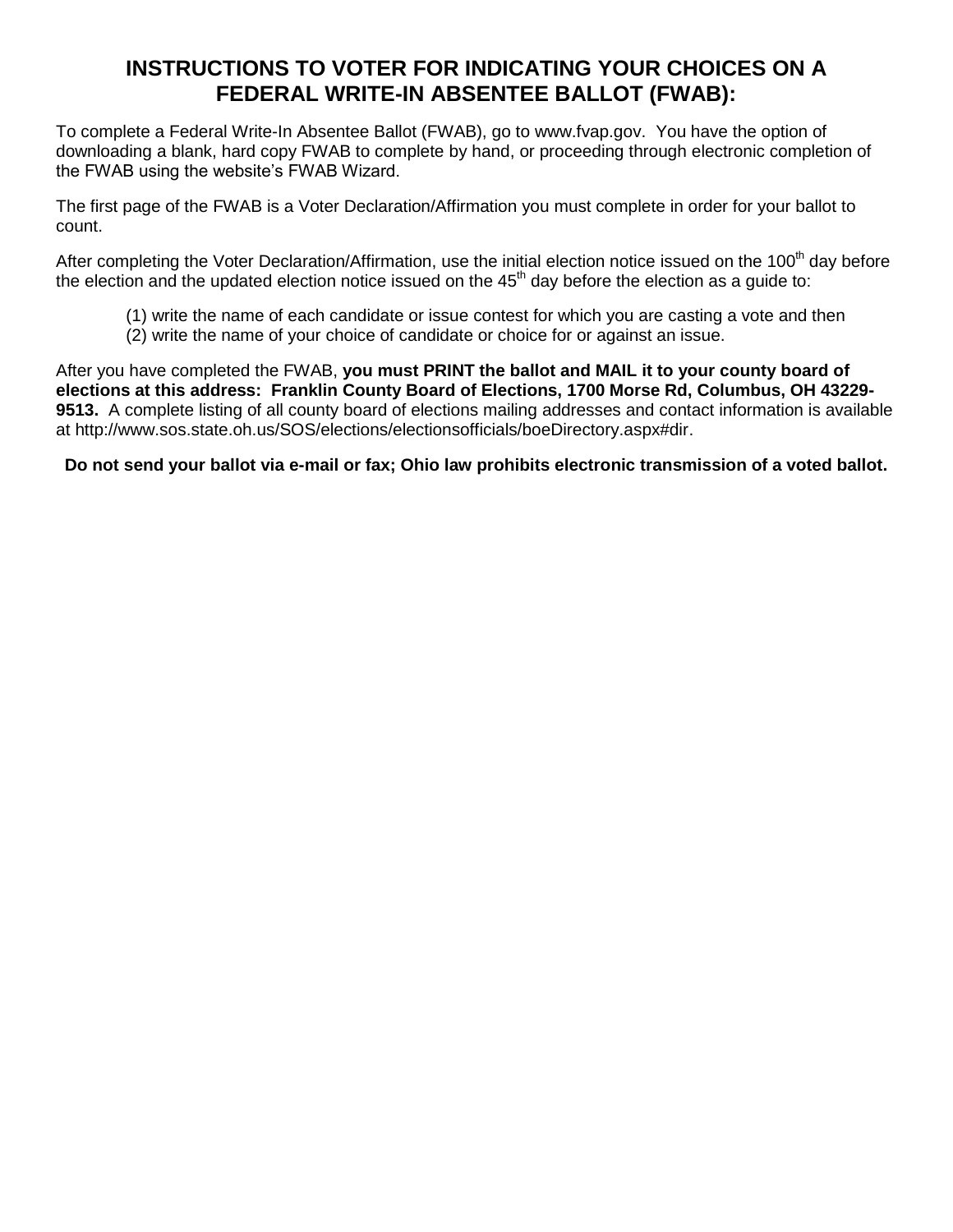# INSTRUCTIONS TO VOTER FOR INDICATING YOUR CHOICES ON A FEDERAL WRITE-IN ABSENTEE BALLOT (FWAB):

To complete a Federal Write-In Absentee Ballot (FWAB), go to www.fvap.gov. You have the option of downloading a blank, hard copy FWAB to complete by hand, or proceeding through electronic completion of the FWAB using the website's FWAB Wizard.

The first page of the FWAB is a Voter Declaration/Affirmation you must complete in order for your ballot to count.

After completing the Voter Declaration/Affirmation, use the initial election notice issued on the 100th day before the election and the updated election notice issued on the 45th day before the election as a guide to:

(1) write the name of each candidate or issue contest for which you are casting a vote and then
(2) write the name of your choice of candidate or choice for or against an issue.

After you have completed the FWAB, **you must PRINT the ballot and MAIL it to your county board of elections at this address: Franklin County Board of Elections, 1700 Morse Rd, Columbus, OH 43229-9513.** A complete listing of all county board of elections mailing addresses and contact information is available at http://www.sos.state.oh.us/SOS/elections/electionsofficials/boeDirectory.aspx#dir.

**Do not send your ballot via e-mail or fax; Ohio law prohibits electronic transmission of a voted ballot.**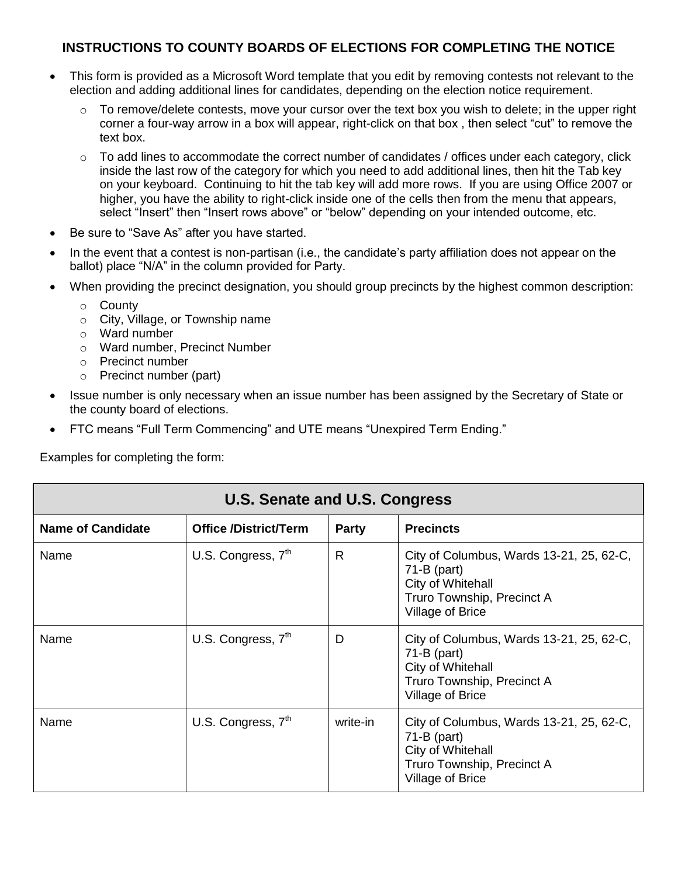## INSTRUCTIONS TO COUNTY BOARDS OF ELECTIONS FOR COMPLETING THE NOTICE

- This form is provided as a Microsoft Word template that you edit by removing contests not relevant to the election and adding additional lines for candidates, depending on the election notice requirement.
  - To remove/delete contests, move your cursor over the text box you wish to delete; in the upper right corner a four-way arrow in a box will appear, right-click on that box , then select "cut" to remove the text box.
  - To add lines to accommodate the correct number of candidates / offices under each category, click inside the last row of the category for which you need to add additional lines, then hit the Tab key on your keyboard. Continuing to hit the tab key will add more rows. If you are using Office 2007 or higher, you have the ability to right-click inside one of the cells then from the menu that appears, select "Insert" then "Insert rows above" or "below" depending on your intended outcome, etc.
- Be sure to "Save As" after you have started.
- In the event that a contest is non-partisan (i.e., the candidate's party affiliation does not appear on the ballot) place "N/A" in the column provided for Party.
- When providing the precinct designation, you should group precincts by the highest common description:
  - County
  - City, Village, or Township name
  - Ward number
  - Ward number, Precinct Number
  - Precinct number
  - Precinct number (part)
- Issue number is only necessary when an issue number has been assigned by the Secretary of State or the county board of elections.
- FTC means "Full Term Commencing" and UTE means "Unexpired Term Ending."

Examples for completing the form:

| U.S. Senate and U.S. Congress | | | |
|---|---|---|---|
| **Name of Candidate** | **Office /District/Term** | **Party** | **Precincts** |
| Name | U.S. Congress, 7th | R | City of Columbus, Wards 13-21, 25, 62-C, 71-B (part)<br>City of Whitehall<br>Truro Township, Precinct A<br>Village of Brice |
| Name | U.S. Congress, 7th | D | City of Columbus, Wards 13-21, 25, 62-C, 71-B (part)<br>City of Whitehall<br>Truro Township, Precinct A<br>Village of Brice |
| Name | U.S. Congress, 7th | write-in | City of Columbus, Wards 13-21, 25, 62-C, 71-B (part)<br>City of Whitehall<br>Truro Township, Precinct A<br>Village of Brice |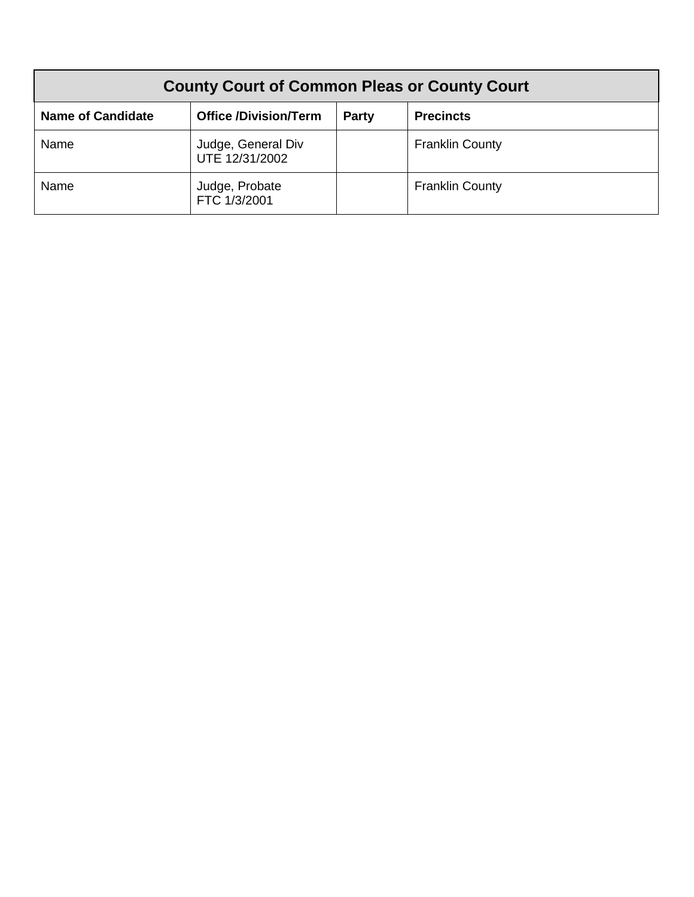| County Court of Common Pleas or County Court | | | |
|---|---|---|---|
| **Name of Candidate** | **Office /Division/Term** | **Party** | **Precincts** |
| Name | Judge, General Div<br>UTE 12/31/2002 | | Franklin County |
| Name | Judge, Probate<br>FTC 1/3/2001 | | Franklin County |